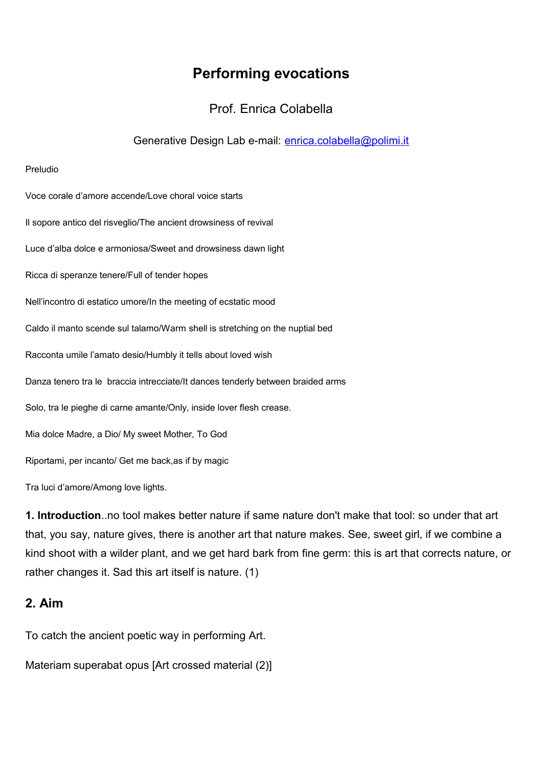# Performing evocations

Prof. Enrica Colabella

Generative Design Lab e-mail: enrica.colabella@polimi.it

Preludio

Voce corale d'amore accende/Love choral voice starts

Il sopore antico del risveglio/The ancient drowsiness of revival

Luce d'alba dolce e armoniosa/Sweet and drowsiness dawn light

Ricca di speranze tenere/Full of tender hopes

Nell'incontro di estatico umore/In the meeting of ecstatic mood

Caldo il manto scende sul talamo/Warm shell is stretching on the nuptial bed

Racconta umile l'amato desio/Humbly it tells about loved wish

Danza tenero tra le braccia intrecciate/It dances tenderly between braided arms

Solo, tra le pieghe di carne amante/Only, inside lover flesh crease.

Mia dolce Madre, a Dio/ My sweet Mother, To God

Riportami, per incanto/ Get me back,as if by magic

Tra luci d'amore/Among love lights.

**1. Introduction**..no tool makes better nature if same nature don't make that tool: so under that art that, you say, nature gives, there is another art that nature makes. See, sweet girl, if we combine a kind shoot with a wilder plant, and we get hard bark from fine germ: this is art that corrects nature, or rather changes it. Sad this art itself is nature. (1)

## 2. Aim

To catch the ancient poetic way in performing Art.

Materiam superabat opus [Art crossed material (2)]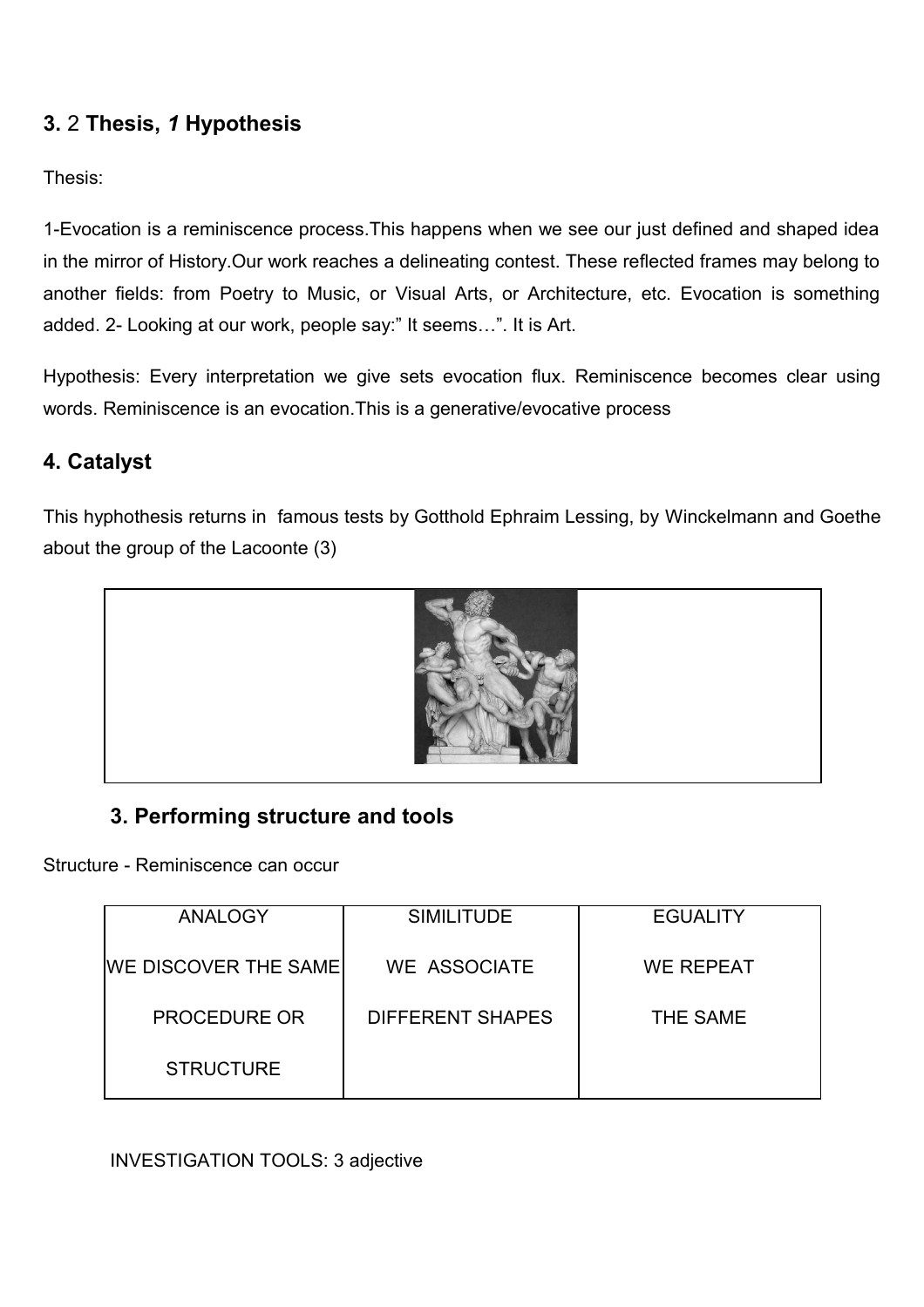## 3. 2 Thesis, *1* Hypothesis

Thesis:

1-Evocation is a reminiscence process.This happens when we see our just defined and shaped idea in the mirror of History.Our work reaches a delineating contest. These reflected frames may belong to another fields: from Poetry to Music, or Visual Arts, or Architecture, etc. Evocation is something added. 2- Looking at our work, people say:" It seems…". It is Art.

Hypothesis: Every interpretation we give sets evocation flux. Reminiscence becomes clear using words. Reminiscence is an evocation.This is a generative/evocative process

## 4. Catalyst

This hyphothesis returns in famous tests by Gotthold Ephraim Lessing, by Winckelmann and Goethe about the group of the Lacoonte (3)

## 3. Performing structure and tools

Structure - Reminiscence can occur

| ANALOGY | SIMILITUDE | EGUALITY |
|---|---|---|
| WE DISCOVER THE SAME PROCEDURE OR STRUCTURE | WE ASSOCIATE DIFFERENT SHAPES | WE REPEAT THE SAME |

INVESTIGATION TOOLS: 3 adjective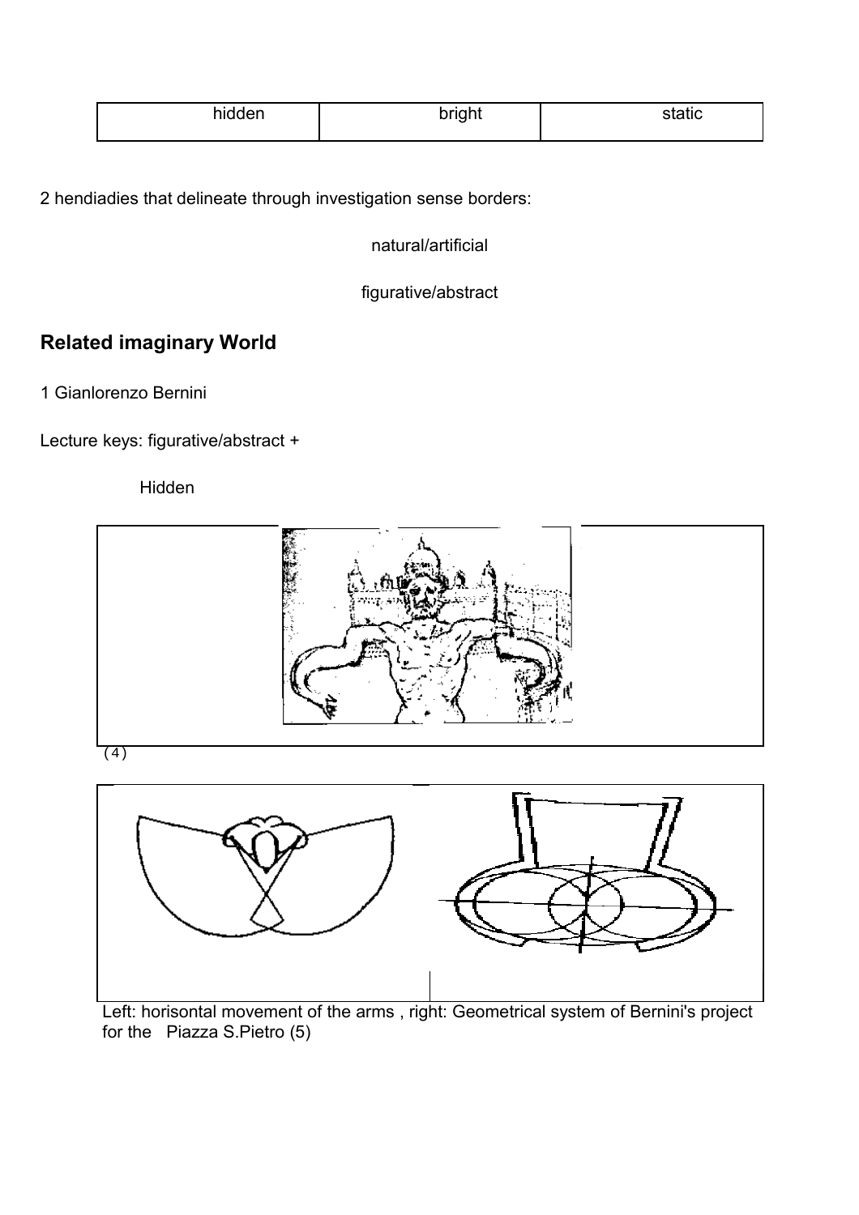| hidden | bright | static |
| --- | --- | --- |

2 hendiadies that delineate through investigation sense borders:

natural/artificial

figurative/abstract

## Related imaginary World

1 Gianlorenzo Bernini

Lecture keys: figurative/abstract +

Hidden

(4)

Left: horisontal movement of the arms , right: Geometrical system of Bernini's project for the Piazza S.Pietro (5)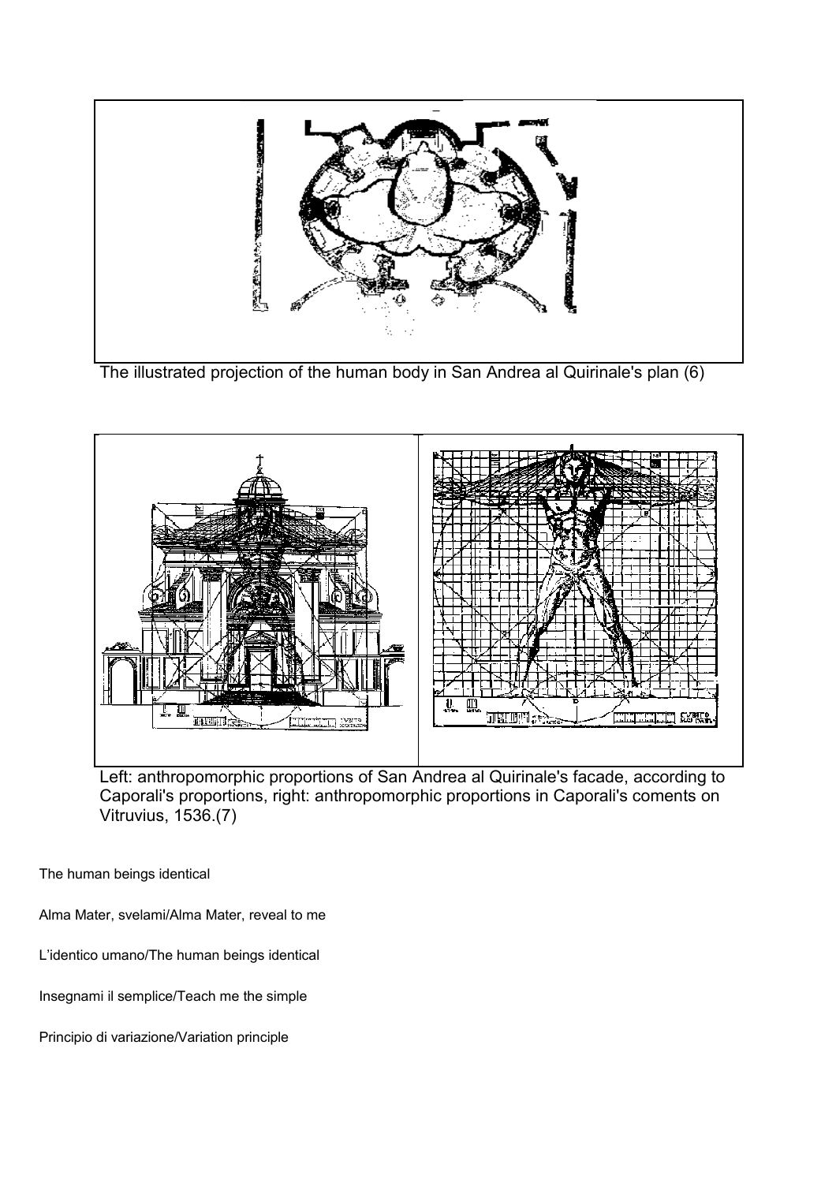The illustrated projection of the human body in San Andrea al Quirinale's plan (6)

Left: anthropomorphic proportions of San Andrea al Quirinale's facade, according to Caporali's proportions, right: anthropomorphic proportions in Caporali's coments on Vitruvius, 1536.(7)

The human beings identical

Alma Mater, svelami/Alma Mater, reveal to me

L'identico umano/The human beings identical

Insegnami il semplice/Teach me the simple

Principio di variazione/Variation principle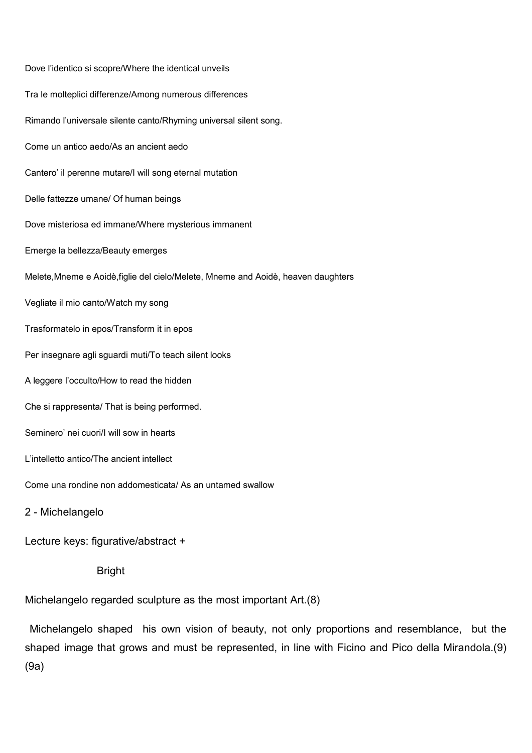Dove l'identico si scopre/Where the identical unveils

Tra le molteplici differenze/Among numerous differences

Rimando l'universale silente canto/Rhyming universal silent song.

Come un antico aedo/As an ancient aedo

Cantero' il perenne mutare/I will song eternal mutation

Delle fattezze umane/ Of human beings

Dove misteriosa ed immane/Where mysterious immanent

Emerge la bellezza/Beauty emerges

Melete,Mneme e Aoidè,figlie del cielo/Melete, Mneme and Aoidè, heaven daughters

Vegliate il mio canto/Watch my song

Trasformatelo in epos/Transform it in epos

Per insegnare agli sguardi muti/To teach silent looks

A leggere l'occulto/How to read the hidden

Che si rappresenta/ That is being performed.

Seminero' nei cuori/I will sow in hearts

L'intelletto antico/The ancient intellect

Come una rondine non addomesticata/ As an untamed swallow

## 2 - Michelangelo

Lecture keys: figurative/abstract +

Bright

Michelangelo regarded sculpture as the most important Art.(8)

Michelangelo shaped his own vision of beauty, not only proportions and resemblance, but the shaped image that grows and must be represented, in line with Ficino and Pico della Mirandola.(9)(9a)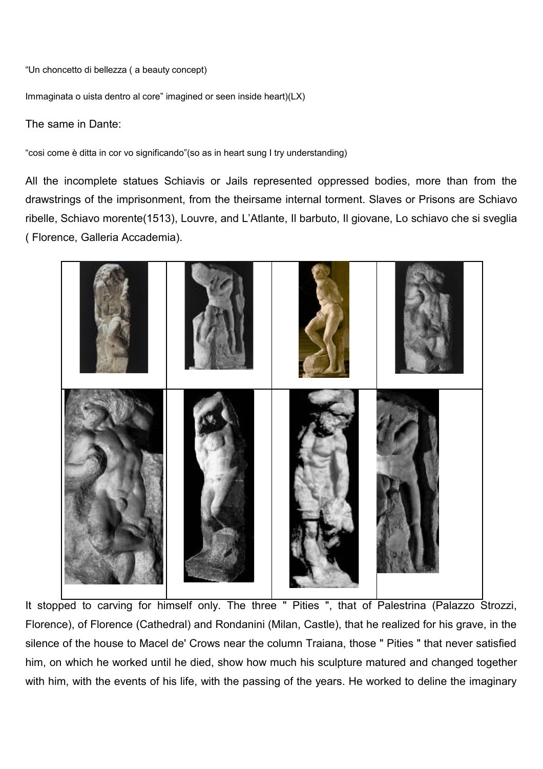“Un choncetto di bellezza ( a beauty concept)

Immaginata o uista dentro al core” imagined or seen inside heart)(LX)

The same in Dante:

“cosi come è ditta in cor vo significando”(so as in heart sung I try understanding)

All the incomplete statues Schiavis or Jails represented oppressed bodies, more than from the drawstrings of the imprisonment, from the theirsame internal torment. Slaves or Prisons are Schiavo ribelle, Schiavo morente(1513), Louvre, and L’Atlante, Il barbuto, Il giovane, Lo schiavo che si sveglia ( Florence, Galleria Accademia).

It stopped to carving for himself only. The three " Pities ", that of Palestrina (Palazzo Strozzi, Florence), of Florence (Cathedral) and Rondanini (Milan, Castle), that he realized for his grave, in the silence of the house to Macel de' Crows near the column Traiana, those " Pities " that never satisfied him, on which he worked until he died, show how much his sculpture matured and changed together with him, with the events of his life, with the passing of the years. He worked to deline the imaginary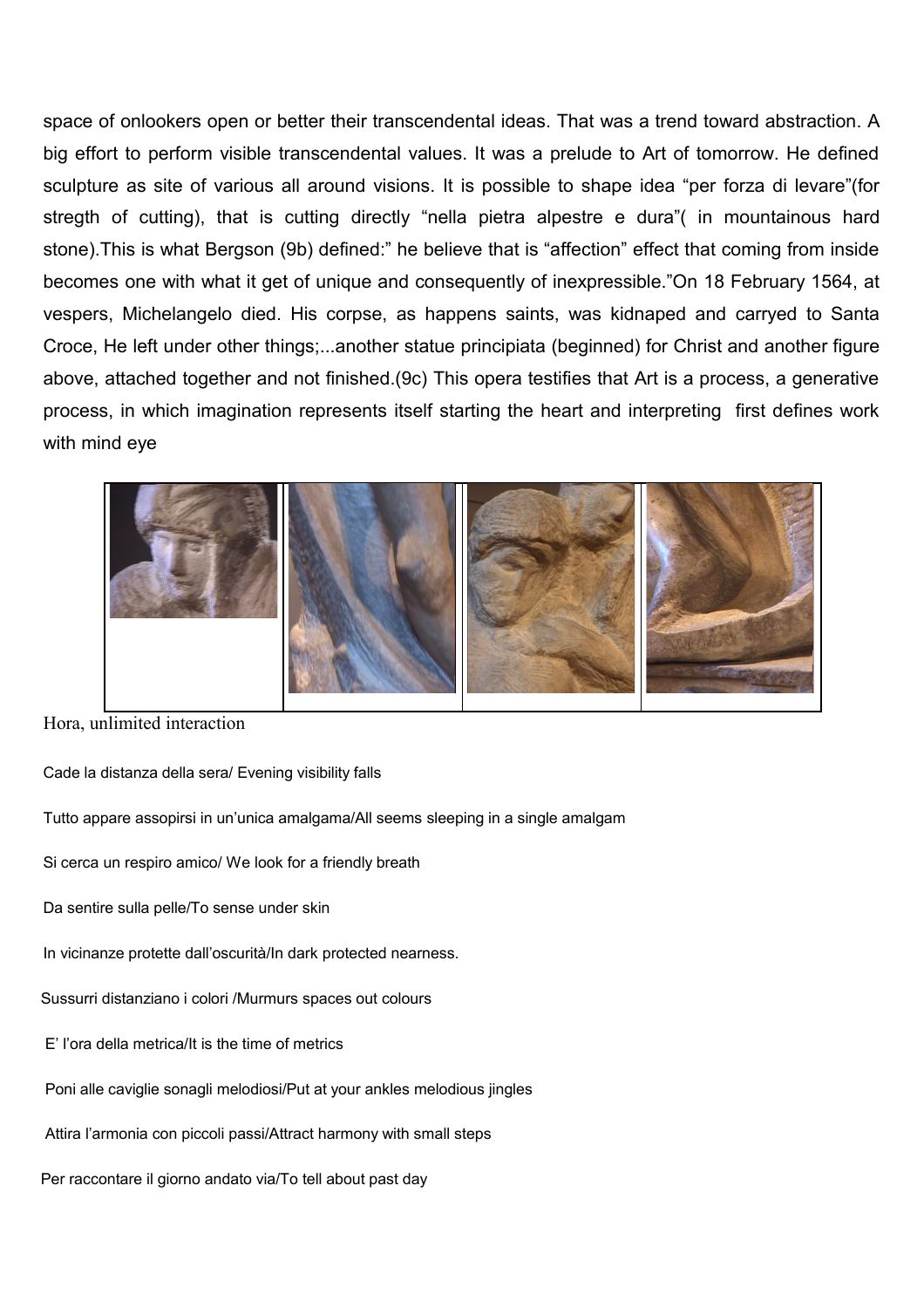space of onlookers open or better their transcendental ideas. That was a trend toward abstraction. A big effort to perform visible transcendental values. It was a prelude to Art of tomorrow. He defined sculpture as site of various all around visions. It is possible to shape idea "per forza di levare"(for stregth of cutting), that is cutting directly "nella pietra alpestre e dura"( in mountainous hard stone).This is what Bergson (9b) defined:" he believe that is "affection" effect that coming from inside becomes one with what it get of unique and consequently of inexpressible."On 18 February 1564, at vespers, Michelangelo died. His corpse, as happens saints, was kidnaped and carryed to Santa Croce, He left under other things;...another statue principiata (beginned) for Christ and another figure above, attached together and not finished.(9c) This opera testifies that Art is a process, a generative process, in which imagination represents itself starting the heart and interpreting first defines work with mind eye

Hora, unlimited interaction

Cade la distanza della sera/ Evening visibility falls

Tutto appare assopirsi in un'unica amalgama/All seems sleeping in a single amalgam

Si cerca un respiro amico/ We look for a friendly breath

Da sentire sulla pelle/To sense under skin

In vicinanze protette dall'oscurità/In dark protected nearness.

Sussurri distanziano i colori /Murmurs spaces out colours

E' l'ora della metrica/It is the time of metrics

Poni alle caviglie sonagli melodiosi/Put at your ankles melodious jingles

Attira l'armonia con piccoli passi/Attract harmony with small steps

Per raccontare il giorno andato via/To tell about past day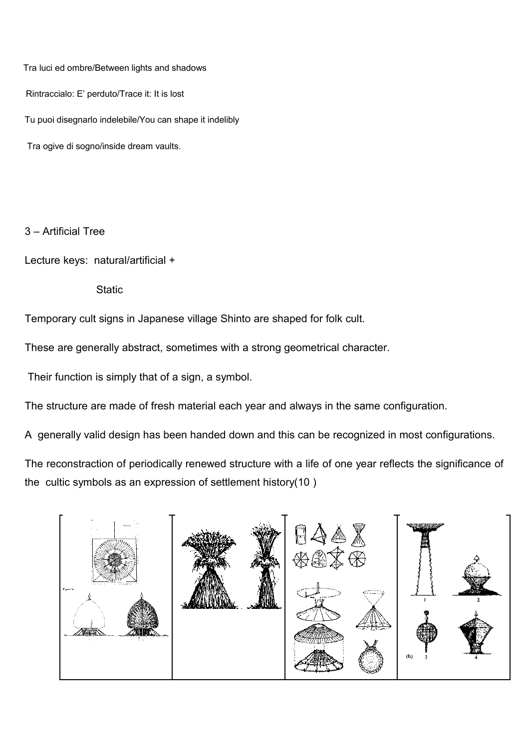Tra luci ed ombre/Between lights and shadows

Rintraccialo: E' perduto/Trace it: It is lost

Tu puoi disegnarlo indelebile/You can shape it indelibly

Tra ogive di sogno/inside dream vaults.

3 – Artificial Tree

Lecture keys: natural/artificial +

Static

Temporary cult signs in Japanese village Shinto are shaped for folk cult.

These are generally abstract, sometimes with a strong geometrical character.

Their function is simply that of a sign, a symbol.

The structure are made of fresh material each year and always in the same configuration.

A generally valid design has been handed down and this can be recognized in most configurations.

The reconstraction of periodically renewed structure with a life of one year reflects the significance of the cultic symbols as an expression of settlement history(10 )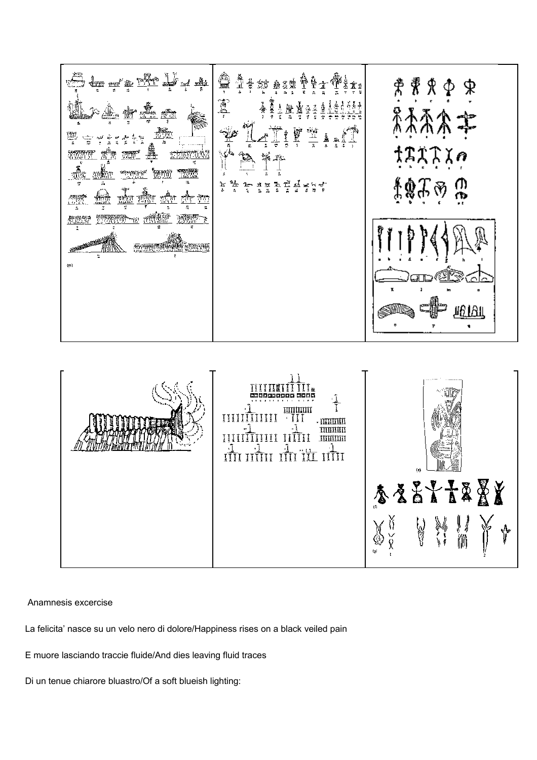Anamnesis excercise

La felicita' nasce su un velo nero di dolore/Happiness rises on a black veiled pain

E muore lasciando traccie fluide/And dies leaving fluid traces

Di un tenue chiarore bluastro/Of a soft blueish lighting: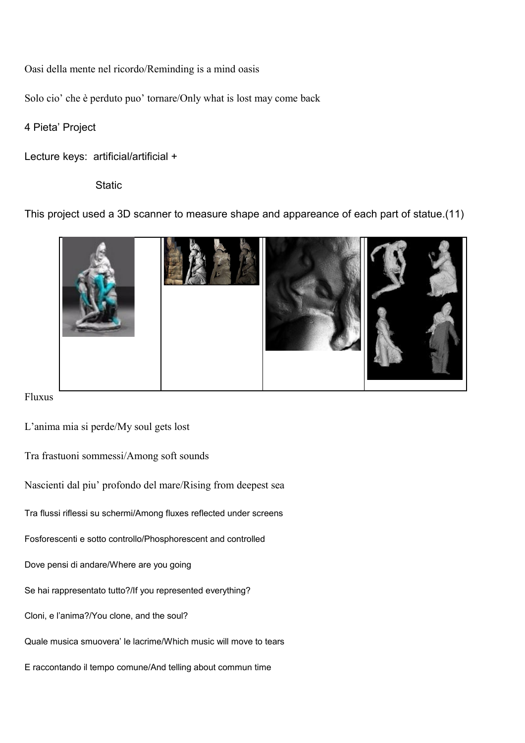Oasi della mente nel ricordo/Reminding is a mind oasis

Solo cio' che è perduto puo' tornare/Only what is lost may come back

4 Pieta' Project

Lecture keys: artificial/artificial +

Static

This project used a 3D scanner to measure shape and appareance of each part of statue.(11)

Fluxus

L'anima mia si perde/My soul gets lost

Tra frastuoni sommessi/Among soft sounds

Nascienti dal piu' profondo del mare/Rising from deepest sea

Tra flussi riflessi su schermi/Among fluxes reflected under screens

Fosforescenti e sotto controllo/Phosphorescent and controlled

Dove pensi di andare/Where are you going

Se hai rappresentato tutto?/If you represented everything?

Cloni, e l'anima?/You clone, and the soul?

Quale musica smuovera' le lacrime/Which music will move to tears

E raccontando il tempo comune/And telling about commun time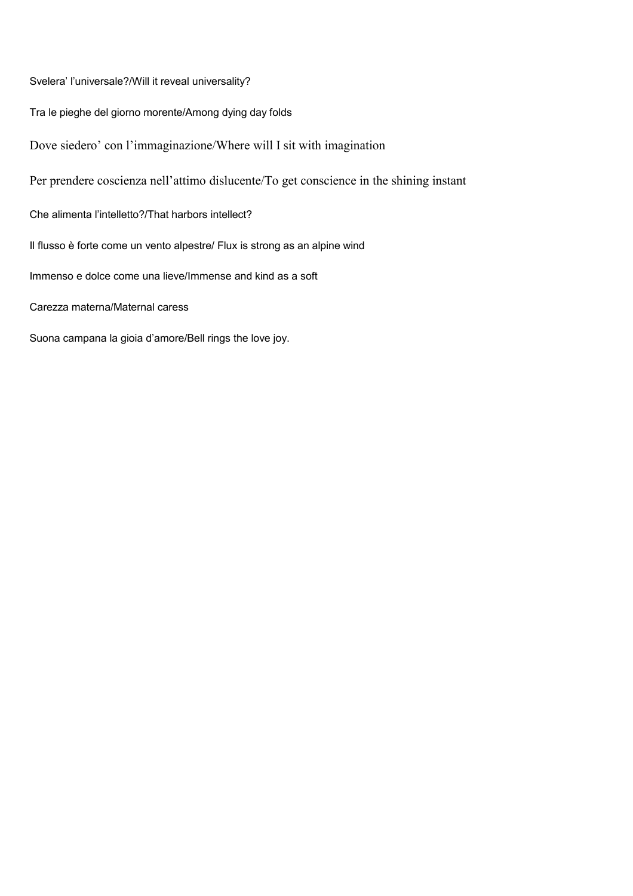Svelera' l'universale?/Will it reveal universality?

Tra le pieghe del giorno morente/Among dying day folds

Dove siedero' con l'immaginazione/Where will I sit with imagination

Per prendere coscienza nell'attimo dislucente/To get conscience in the shining instant

Che alimenta l'intelletto?/That harbors intellect?

Il flusso è forte come un vento alpestre/ Flux is strong as an alpine wind

Immenso e dolce come una lieve/Immense and kind as a soft

Carezza materna/Maternal caress

Suona campana la gioia d'amore/Bell rings the love joy.